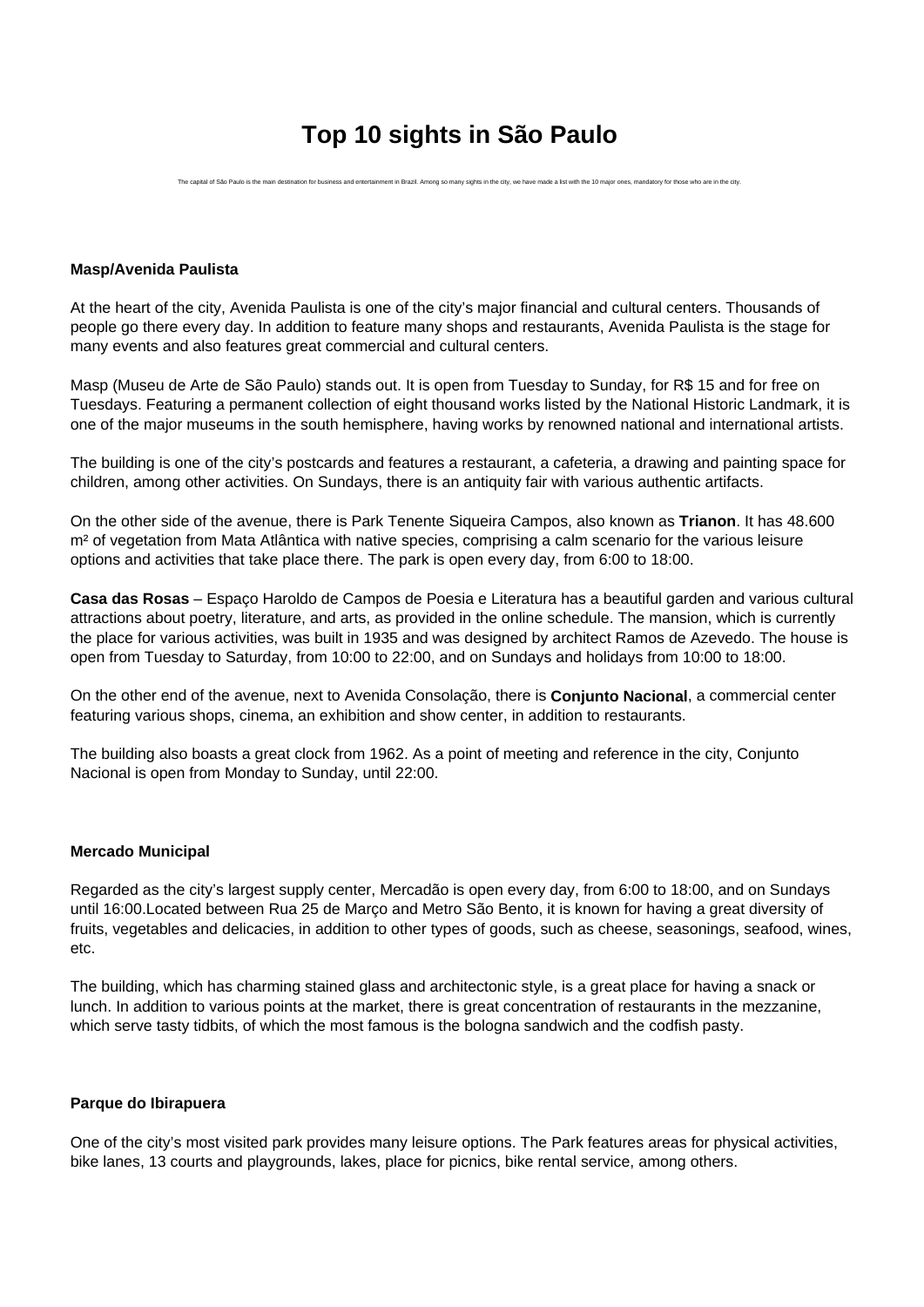# Top 10 sights in São Paulo

The capital of São Paulo is the main destination for business and entertainment in Brazil. Among so many sights in the city, we have made a list with the 10 major ones, mandatory for those who are in the city.

**Masp/Avenida Paulista**

At the heart of the city, Avenida Paulista is one of the city's major financial and cultural centers. Thousands of people go there every day. In addition to feature many shops and restaurants, Avenida Paulista is the stage for many events and also features great commercial and cultural centers.

Masp (Museu de Arte de São Paulo) stands out. It is open from Tuesday to Sunday, for R$ 15 and for free on Tuesdays. Featuring a permanent collection of eight thousand works listed by the National Historic Landmark, it is one of the major museums in the south hemisphere, having works by renowned national and international artists.

The building is one of the city's postcards and features a restaurant, a cafeteria, a drawing and painting space for children, among other activities. On Sundays, there is an antiquity fair with various authentic artifacts.

On the other side of the avenue, there is Park Tenente Siqueira Campos, also known as **Trianon**. It has 48.600 m² of vegetation from Mata Atlântica with native species, comprising a calm scenario for the various leisure options and activities that take place there. The park is open every day, from 6:00 to 18:00.

**Casa das Rosas** – Espaço Haroldo de Campos de Poesia e Literatura has a beautiful garden and various cultural attractions about poetry, literature, and arts, as provided in the online schedule. The mansion, which is currently the place for various activities, was built in 1935 and was designed by architect Ramos de Azevedo. The house is open from Tuesday to Saturday, from 10:00 to 22:00, and on Sundays and holidays from 10:00 to 18:00.

On the other end of the avenue, next to Avenida Consolação, there is **Conjunto Nacional**, a commercial center featuring various shops, cinema, an exhibition and show center, in addition to restaurants.

The building also boasts a great clock from 1962. As a point of meeting and reference in the city, Conjunto Nacional is open from Monday to Sunday, until 22:00.

**Mercado Municipal**

Regarded as the city's largest supply center, Mercadão is open every day, from 6:00 to 18:00, and on Sundays until 16:00.Located between Rua 25 de Março and Metro São Bento, it is known for having a great diversity of fruits, vegetables and delicacies, in addition to other types of goods, such as cheese, seasonings, seafood, wines, etc.

The building, which has charming stained glass and architectonic style, is a great place for having a snack or lunch. In addition to various points at the market, there is great concentration of restaurants in the mezzanine, which serve tasty tidbits, of which the most famous is the bologna sandwich and the codfish pasty.

**Parque do Ibirapuera**

One of the city's most visited park provides many leisure options. The Park features areas for physical activities, bike lanes, 13 courts and playgrounds, lakes, place for picnics, bike rental service, among others.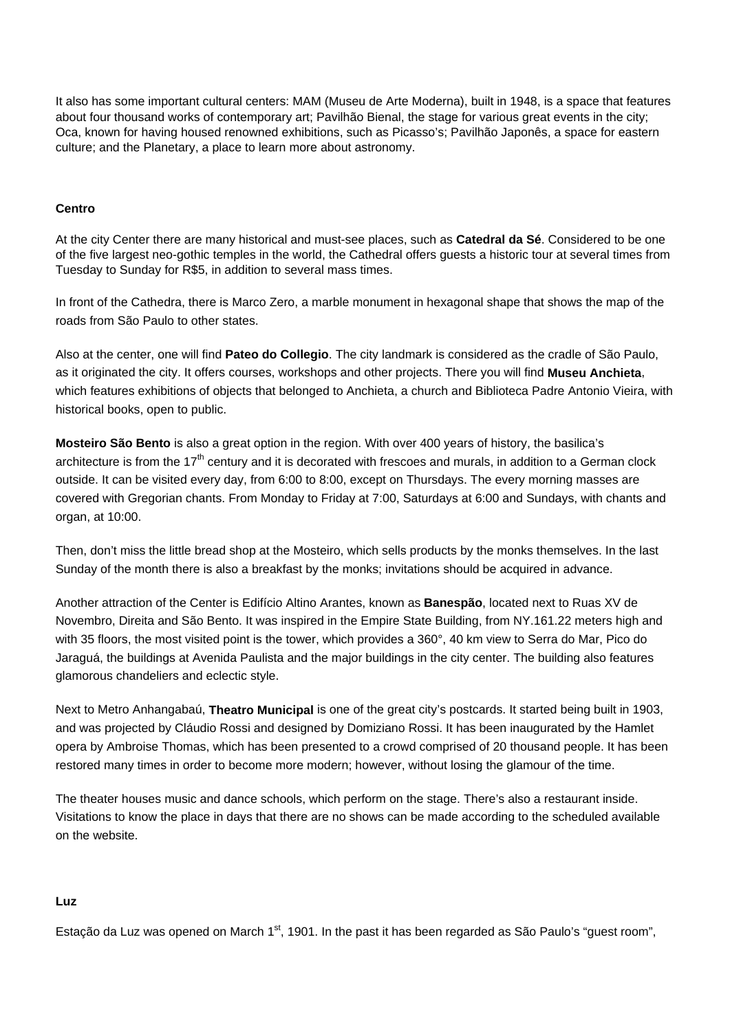It also has some important cultural centers: MAM (Museu de Arte Moderna), built in 1948, is a space that features about four thousand works of contemporary art; Pavilhão Bienal, the stage for various great events in the city; Oca, known for having housed renowned exhibitions, such as Picasso's; Pavilhão Japonês, a space for eastern culture; and the Planetary, a place to learn more about astronomy.

**Centro**

At the city Center there are many historical and must-see places, such as **Catedral da Sé**. Considered to be one of the five largest neo-gothic temples in the world, the Cathedral offers guests a historic tour at several times from Tuesday to Sunday for R$5, in addition to several mass times.

In front of the Cathedra, there is Marco Zero, a marble monument in hexagonal shape that shows the map of the roads from São Paulo to other states.

Also at the center, one will find **Pateo do Collegio**. The city landmark is considered as the cradle of São Paulo, as it originated the city. It offers courses, workshops and other projects. There you will find **Museu Anchieta**, which features exhibitions of objects that belonged to Anchieta, a church and Biblioteca Padre Antonio Vieira, with historical books, open to public.

**Mosteiro São Bento** is also a great option in the region. With over 400 years of history, the basilica's architecture is from the 17th century and it is decorated with frescoes and murals, in addition to a German clock outside. It can be visited every day, from 6:00 to 8:00, except on Thursdays. The every morning masses are covered with Gregorian chants. From Monday to Friday at 7:00, Saturdays at 6:00 and Sundays, with chants and organ, at 10:00.

Then, don't miss the little bread shop at the Mosteiro, which sells products by the monks themselves. In the last Sunday of the month there is also a breakfast by the monks; invitations should be acquired in advance.

Another attraction of the Center is Edifício Altino Arantes, known as **Banespão**, located next to Ruas XV de Novembro, Direita and São Bento. It was inspired in the Empire State Building, from NY.161.22 meters high and with 35 floors, the most visited point is the tower, which provides a 360°, 40 km view to Serra do Mar, Pico do Jaraguá, the buildings at Avenida Paulista and the major buildings in the city center. The building also features glamorous chandeliers and eclectic style.

Next to Metro Anhangabaú, **Theatro Municipal** is one of the great city's postcards. It started being built in 1903, and was projected by Cláudio Rossi and designed by Domiziano Rossi. It has been inaugurated by the Hamlet opera by Ambroise Thomas, which has been presented to a crowd comprised of 20 thousand people. It has been restored many times in order to become more modern; however, without losing the glamour of the time.

The theater houses music and dance schools, which perform on the stage. There's also a restaurant inside. Visitations to know the place in days that there are no shows can be made according to the scheduled available on the website.

**Luz**

Estação da Luz was opened on March 1st, 1901. In the past it has been regarded as São Paulo's "guest room",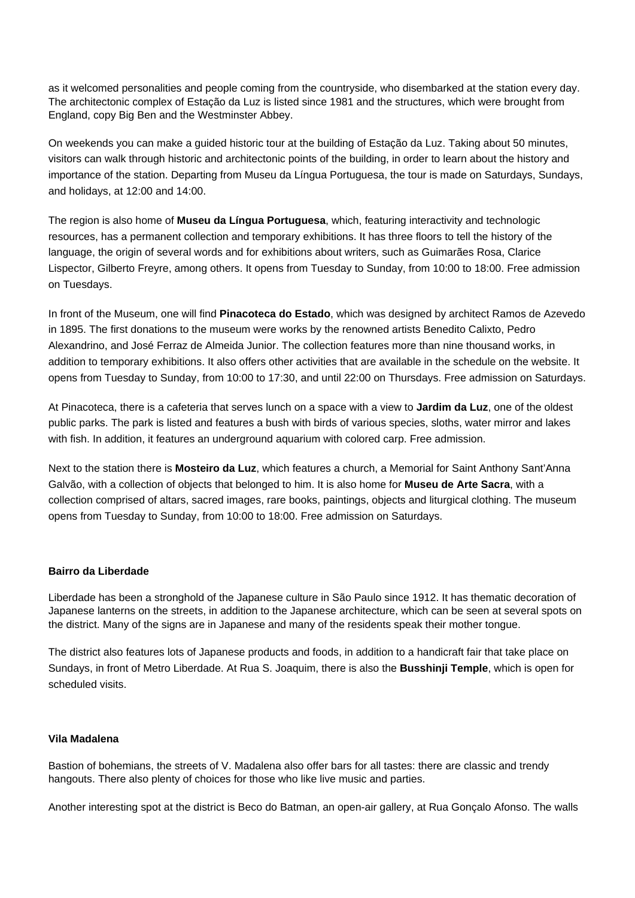as it welcomed personalities and people coming from the countryside, who disembarked at the station every day. The architectonic complex of Estação da Luz is listed since 1981 and the structures, which were brought from England, copy Big Ben and the Westminster Abbey.

On weekends you can make a guided historic tour at the building of Estação da Luz. Taking about 50 minutes, visitors can walk through historic and architectonic points of the building, in order to learn about the history and importance of the station. Departing from Museu da Língua Portuguesa, the tour is made on Saturdays, Sundays, and holidays, at 12:00 and 14:00.

The region is also home of **Museu da Língua Portuguesa**, which, featuring interactivity and technologic resources, has a permanent collection and temporary exhibitions. It has three floors to tell the history of the language, the origin of several words and for exhibitions about writers, such as Guimarães Rosa, Clarice Lispector, Gilberto Freyre, among others. It opens from Tuesday to Sunday, from 10:00 to 18:00. Free admission on Tuesdays.

In front of the Museum, one will find **Pinacoteca do Estado**, which was designed by architect Ramos de Azevedo in 1895. The first donations to the museum were works by the renowned artists Benedito Calixto, Pedro Alexandrino, and José Ferraz de Almeida Junior. The collection features more than nine thousand works, in addition to temporary exhibitions. It also offers other activities that are available in the schedule on the website. It opens from Tuesday to Sunday, from 10:00 to 17:30, and until 22:00 on Thursdays. Free admission on Saturdays.

At Pinacoteca, there is a cafeteria that serves lunch on a space with a view to **Jardim da Luz**, one of the oldest public parks. The park is listed and features a bush with birds of various species, sloths, water mirror and lakes with fish. In addition, it features an underground aquarium with colored carp. Free admission.

Next to the station there is **Mosteiro da Luz**, which features a church, a Memorial for Saint Anthony Sant'Anna Galvão, with a collection of objects that belonged to him. It is also home for **Museu de Arte Sacra**, with a collection comprised of altars, sacred images, rare books, paintings, objects and liturgical clothing. The museum opens from Tuesday to Sunday, from 10:00 to 18:00. Free admission on Saturdays.

**Bairro da Liberdade**

Liberdade has been a stronghold of the Japanese culture in São Paulo since 1912. It has thematic decoration of Japanese lanterns on the streets, in addition to the Japanese architecture, which can be seen at several spots on the district. Many of the signs are in Japanese and many of the residents speak their mother tongue.

The district also features lots of Japanese products and foods, in addition to a handicraft fair that take place on Sundays, in front of Metro Liberdade. At Rua S. Joaquim, there is also the **Busshinji Temple**, which is open for scheduled visits.

**Vila Madalena**

Bastion of bohemians, the streets of V. Madalena also offer bars for all tastes: there are classic and trendy hangouts. There also plenty of choices for those who like live music and parties.

Another interesting spot at the district is Beco do Batman, an open-air gallery, at Rua Gonçalo Afonso. The walls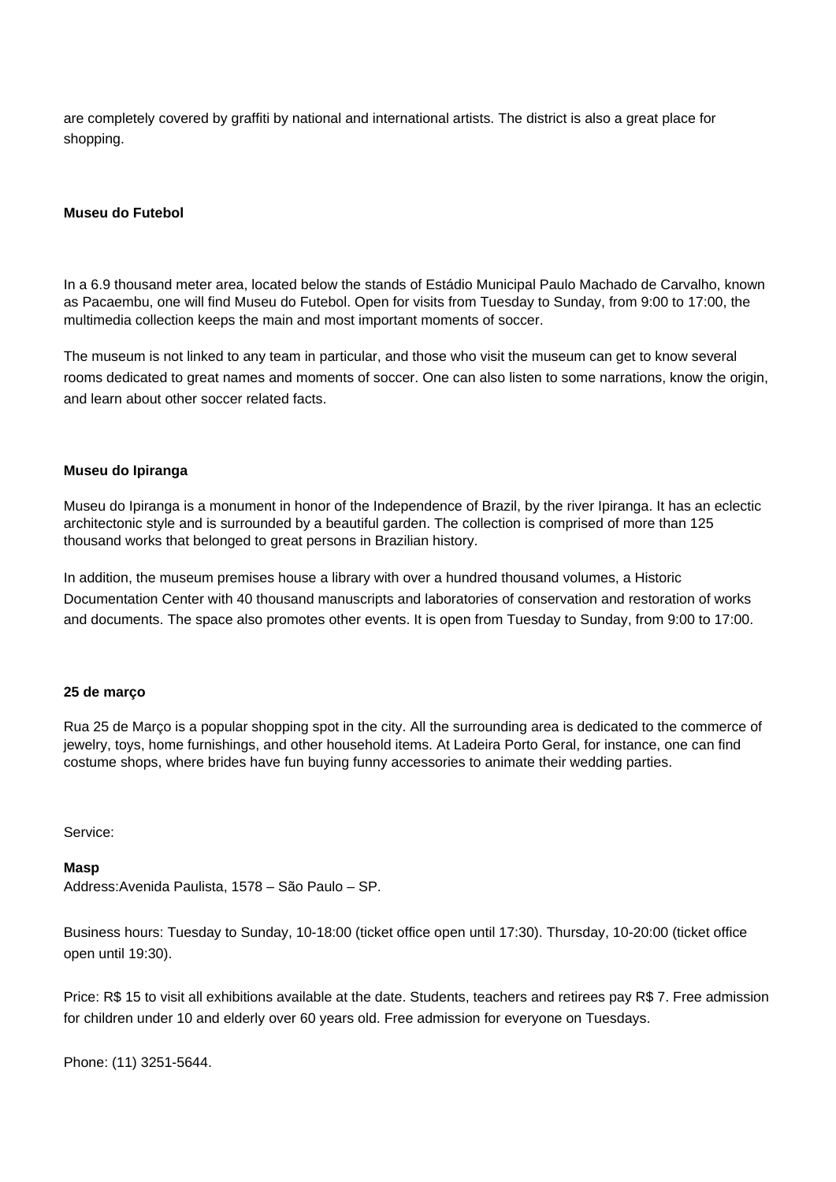are completely covered by graffiti by national and international artists. The district is also a great place for shopping.

**Museu do Futebol**

In a 6.9 thousand meter area, located below the stands of Estádio Municipal Paulo Machado de Carvalho, known as Pacaembu, one will find Museu do Futebol. Open for visits from Tuesday to Sunday, from 9:00 to 17:00, the multimedia collection keeps the main and most important moments of soccer.

The museum is not linked to any team in particular, and those who visit the museum can get to know several rooms dedicated to great names and moments of soccer. One can also listen to some narrations, know the origin, and learn about other soccer related facts.

**Museu do Ipiranga**

Museu do Ipiranga is a monument in honor of the Independence of Brazil, by the river Ipiranga. It has an eclectic architectonic style and is surrounded by a beautiful garden. The collection is comprised of more than 125 thousand works that belonged to great persons in Brazilian history.

In addition, the museum premises house a library with over a hundred thousand volumes, a Historic Documentation Center with 40 thousand manuscripts and laboratories of conservation and restoration of works and documents. The space also promotes other events. It is open from Tuesday to Sunday, from 9:00 to 17:00.

**25 de março**

Rua 25 de Março is a popular shopping spot in the city. All the surrounding area is dedicated to the commerce of jewelry, toys, home furnishings, and other household items. At Ladeira Porto Geral, for instance, one can find costume shops, where brides have fun buying funny accessories to animate their wedding parties.

Service:

**Masp**
Address:Avenida Paulista, 1578 – São Paulo – SP.

Business hours: Tuesday to Sunday, 10-18:00 (ticket office open until 17:30). Thursday, 10-20:00 (ticket office open until 19:30).

Price: R$ 15 to visit all exhibitions available at the date. Students, teachers and retirees pay R$ 7. Free admission for children under 10 and elderly over 60 years old. Free admission for everyone on Tuesdays.

Phone: (11) 3251-5644.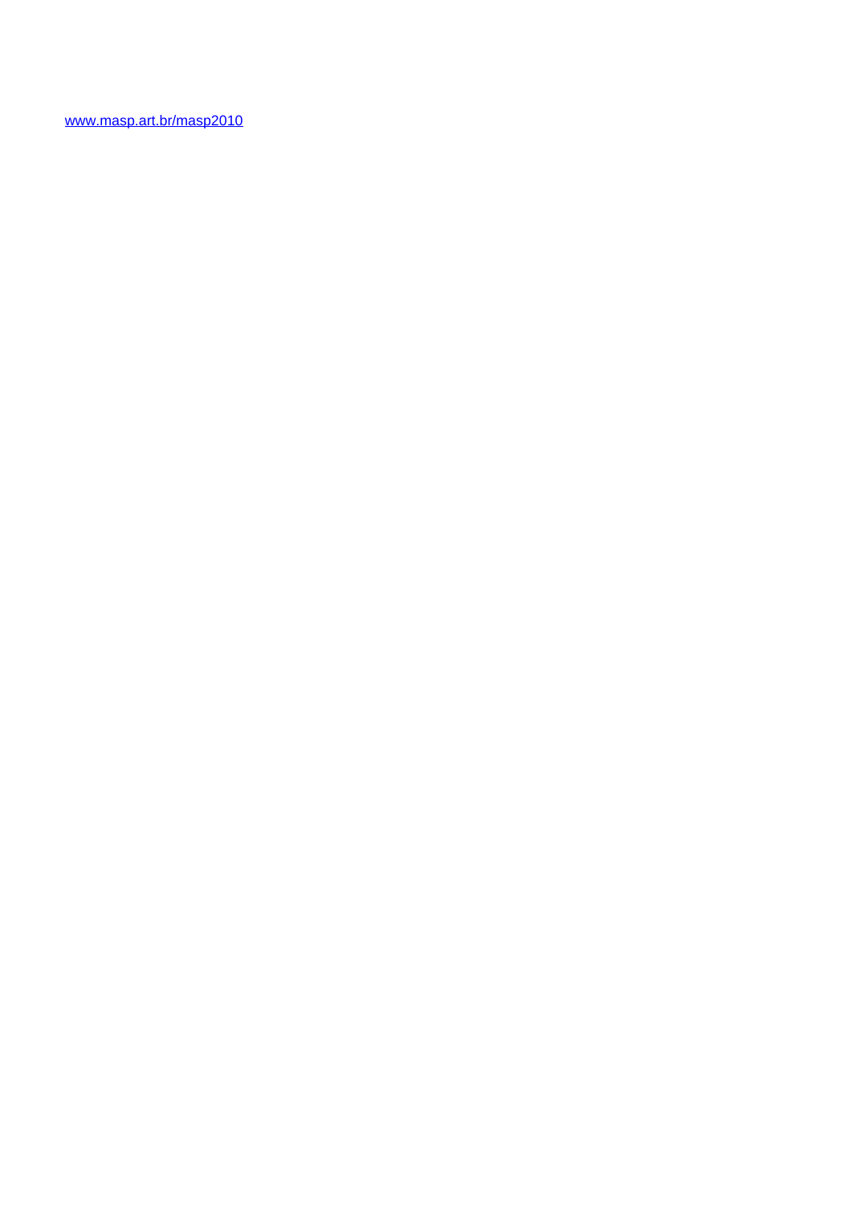[www.masp.art.br/masp2010](http://www.masp.art.br/masp2010)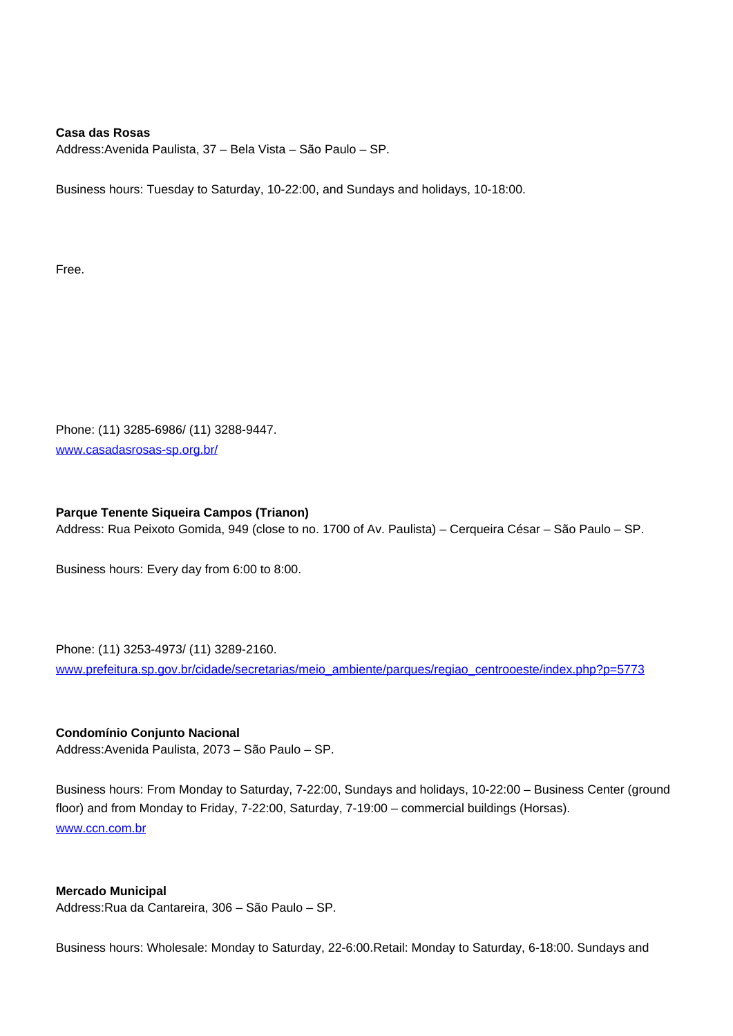**Casa das Rosas**
Address:Avenida Paulista, 37 – Bela Vista – São Paulo – SP.

Business hours: Tuesday to Saturday, 10-22:00, and Sundays and holidays, 10-18:00.

Free.

Phone: (11) 3285-6986/ (11) 3288-9447.
[www.casadasrosas-sp.org.br/](http://www.casadasrosas-sp.org.br/)

**Parque Tenente Siqueira Campos (Trianon)**
Address: Rua Peixoto Gomida, 949 (close to no. 1700 of Av. Paulista) – Cerqueira César – São Paulo – SP.

Business hours: Every day from 6:00 to 8:00.

Phone: (11) 3253-4973/ (11) 3289-2160.
[www.prefeitura.sp.gov.br/cidade/secretarias/meio_ambiente/parques/regiao_centrooeste/index.php?p=5773](http://www.prefeitura.sp.gov.br/cidade/secretarias/meio_ambiente/parques/regiao_centrooeste/index.php?p=5773)

**Condomínio Conjunto Nacional**
Address:Avenida Paulista, 2073 – São Paulo – SP.

Business hours: From Monday to Saturday, 7-22:00, Sundays and holidays, 10-22:00 – Business Center (ground floor) and from Monday to Friday, 7-22:00, Saturday, 7-19:00 – commercial buildings (Horsas).
[www.ccn.com.br](http://www.ccn.com.br)

**Mercado Municipal**
Address:Rua da Cantareira, 306 – São Paulo – SP.

Business hours: Wholesale: Monday to Saturday, 22-6:00.Retail: Monday to Saturday, 6-18:00. Sundays and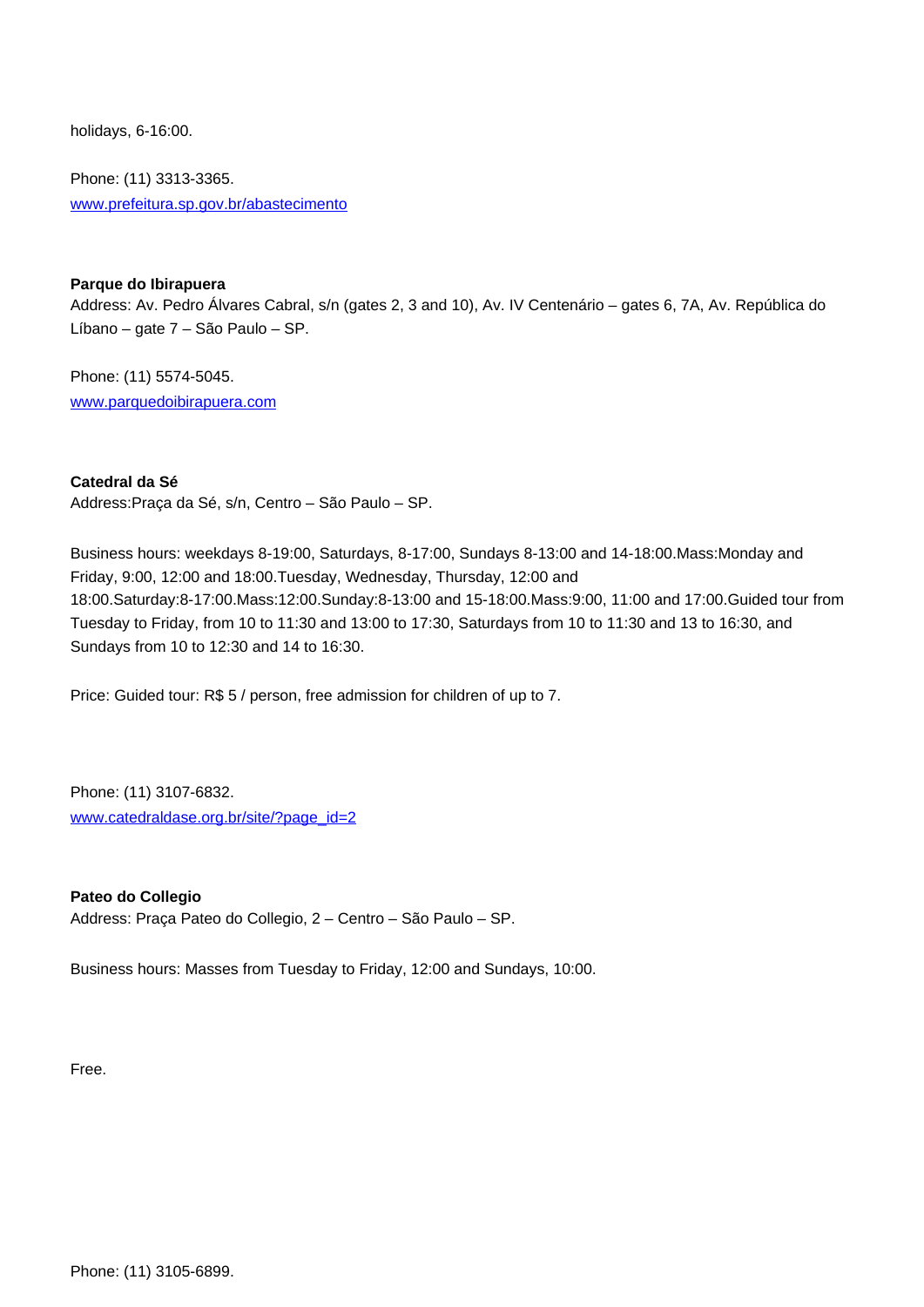holidays, 6-16:00.

Phone: (11) 3313-3365.
[www.prefeitura.sp.gov.br/abastecimento](http://www.prefeitura.sp.gov.br/abastecimento)

**Parque do Ibirapuera**
Address: Av. Pedro Álvares Cabral, s/n (gates 2, 3 and 10), Av. IV Centenário – gates 6, 7A, Av. República do Líbano – gate 7 – São Paulo – SP.

Phone: (11) 5574-5045.
[www.parquedoibirapuera.com](http://www.parquedoibirapuera.com)

**Catedral da Sé**
Address:Praça da Sé, s/n, Centro – São Paulo – SP.

Business hours: weekdays 8-19:00, Saturdays, 8-17:00, Sundays 8-13:00 and 14-18:00.Mass:Monday and Friday, 9:00, 12:00 and 18:00.Tuesday, Wednesday, Thursday, 12:00 and 18:00.Saturday:8-17:00.Mass:12:00.Sunday:8-13:00 and 15-18:00.Mass:9:00, 11:00 and 17:00.Guided tour from Tuesday to Friday, from 10 to 11:30 and 13:00 to 17:30, Saturdays from 10 to 11:30 and 13 to 16:30, and Sundays from 10 to 12:30 and 14 to 16:30.

Price: Guided tour: R$ 5 / person, free admission for children of up to 7.

Phone: (11) 3107-6832.
[www.catedraldase.org.br/site/?page_id=2](http://www.catedraldase.org.br/site/?page_id=2)

**Pateo do Collegio**
Address: Praça Pateo do Collegio, 2 – Centro – São Paulo – SP.

Business hours: Masses from Tuesday to Friday, 12:00 and Sundays, 10:00.

Free.

Phone: (11) 3105-6899.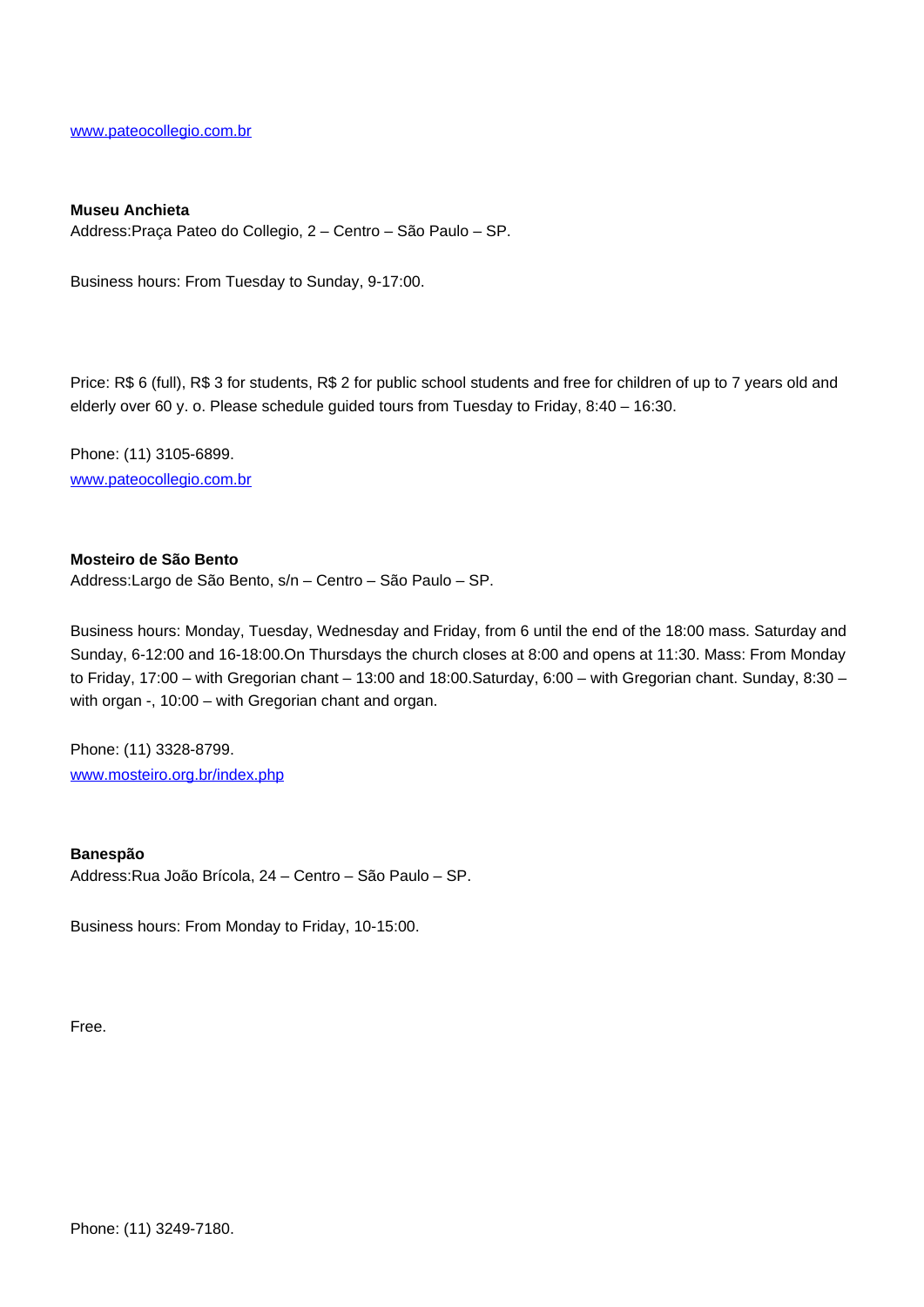www.pateocollegio.com.br

**Museu Anchieta**
Address:Praça Pateo do Collegio, 2 – Centro – São Paulo – SP.

Business hours: From Tuesday to Sunday, 9-17:00.

Price: R$ 6 (full), R$ 3 for students, R$ 2 for public school students and free for children of up to 7 years old and elderly over 60 y. o. Please schedule guided tours from Tuesday to Friday, 8:40 – 16:30.

Phone: (11) 3105-6899.
www.pateocollegio.com.br

**Mosteiro de São Bento**
Address:Largo de São Bento, s/n – Centro – São Paulo – SP.

Business hours: Monday, Tuesday, Wednesday and Friday, from 6 until the end of the 18:00 mass. Saturday and Sunday, 6-12:00 and 16-18:00.On Thursdays the church closes at 8:00 and opens at 11:30. Mass: From Monday to Friday, 17:00 – with Gregorian chant – 13:00 and 18:00.Saturday, 6:00 – with Gregorian chant. Sunday, 8:30 – with organ -, 10:00 – with Gregorian chant and organ.

Phone: (11) 3328-8799.
www.mosteiro.org.br/index.php

**Banespão**
Address:Rua João Brícola, 24 – Centro – São Paulo – SP.

Business hours: From Monday to Friday, 10-15:00.

Free.

Phone: (11) 3249-7180.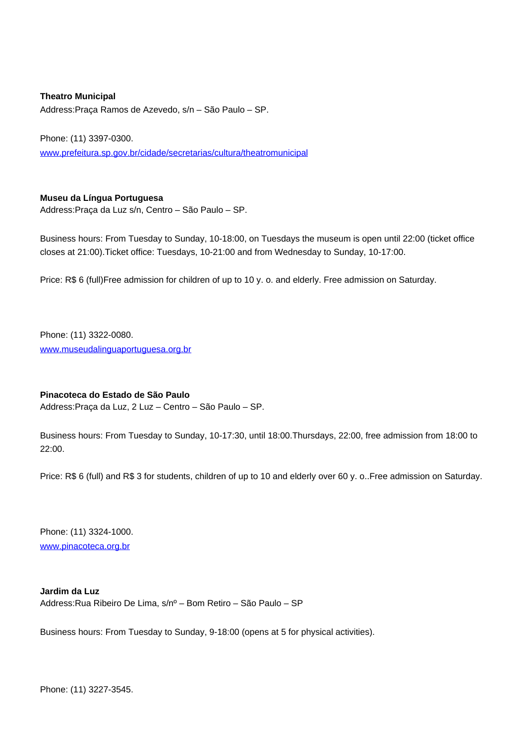**Theatro Municipal**
Address:Praça Ramos de Azevedo, s/n – São Paulo – SP.

Phone: (11) 3397-0300.
[www.prefeitura.sp.gov.br/cidade/secretarias/cultura/theatromunicipal](http://www.prefeitura.sp.gov.br/cidade/secretarias/cultura/theatromunicipal)

**Museu da Língua Portuguesa**
Address:Praça da Luz s/n, Centro – São Paulo – SP.

Business hours: From Tuesday to Sunday, 10-18:00, on Tuesdays the museum is open until 22:00 (ticket office closes at 21:00).Ticket office: Tuesdays, 10-21:00 and from Wednesday to Sunday, 10-17:00.

Price: R$ 6 (full)Free admission for children of up to 10 y. o. and elderly. Free admission on Saturday.

Phone: (11) 3322-0080.
[www.museudalinguaportuguesa.org.br](http://www.museudalinguaportuguesa.org.br)

**Pinacoteca do Estado de São Paulo**
Address:Praça da Luz, 2 Luz – Centro – São Paulo – SP.

Business hours: From Tuesday to Sunday, 10-17:30, until 18:00.Thursdays, 22:00, free admission from 18:00 to 22:00.

Price: R$ 6 (full) and R$ 3 for students, children of up to 10 and elderly over 60 y. o..Free admission on Saturday.

Phone: (11) 3324-1000.
[www.pinacoteca.org.br](http://www.pinacoteca.org.br)

**Jardim da Luz**
Address:Rua Ribeiro De Lima, s/nº – Bom Retiro – São Paulo – SP

Business hours: From Tuesday to Sunday, 9-18:00 (opens at 5 for physical activities).

Phone: (11) 3227-3545.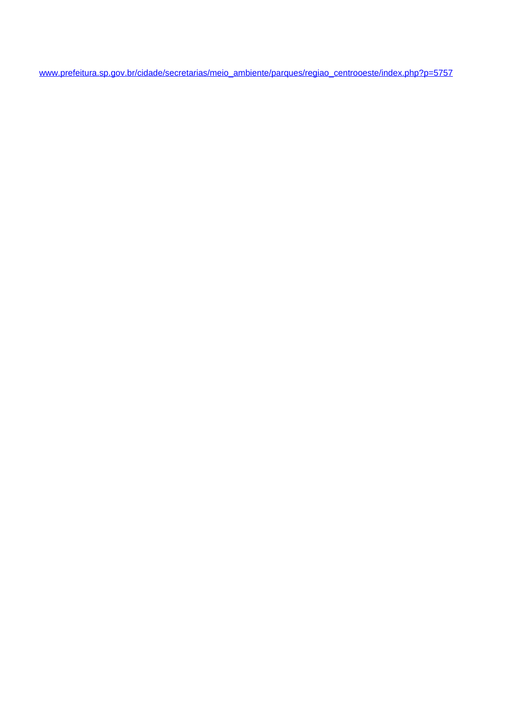www.prefeitura.sp.gov.br/cidade/secretarias/meio_ambiente/parques/regiao_centrooeste/index.php?p=5757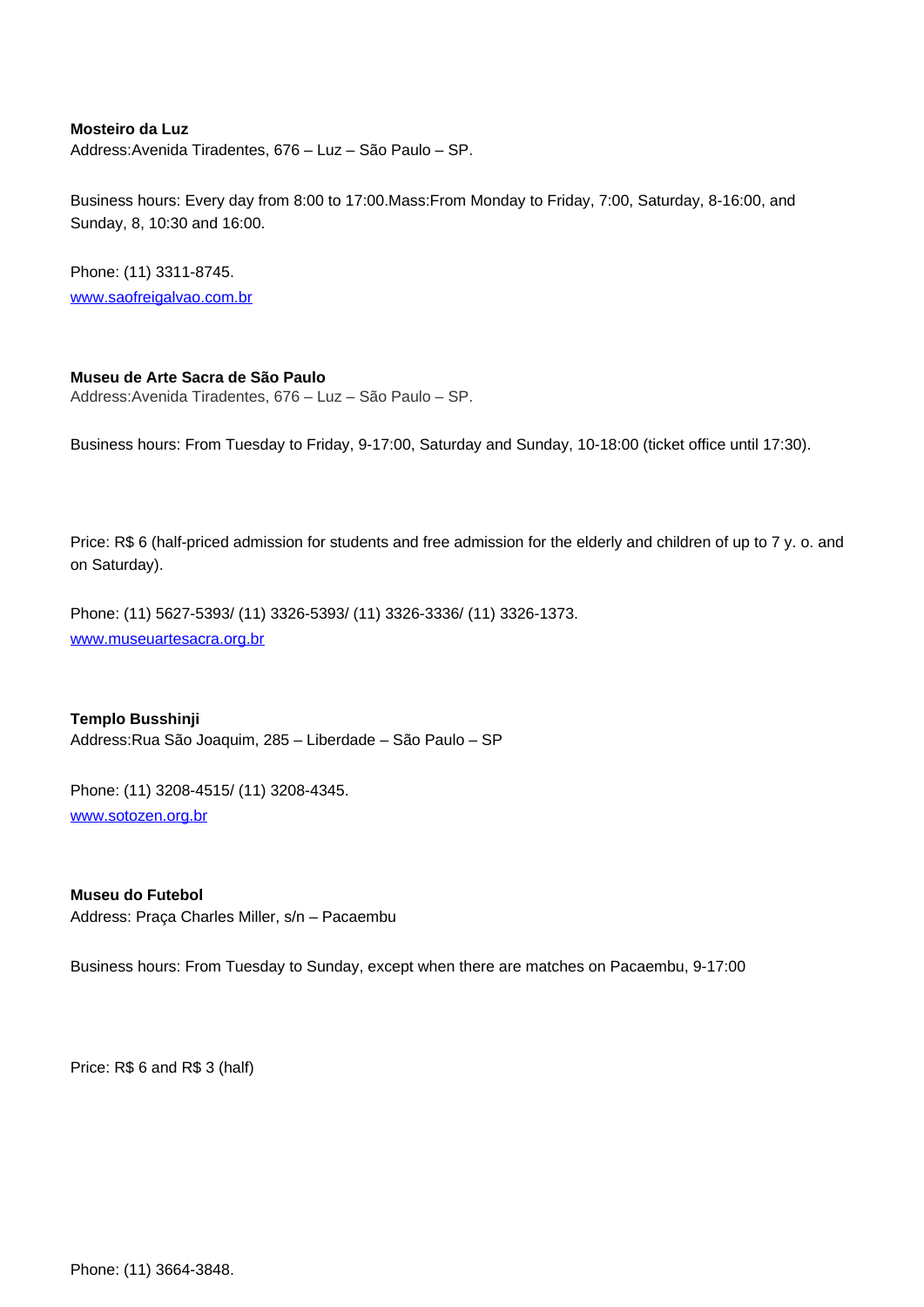**Mosteiro da Luz**
Address:Avenida Tiradentes, 676 – Luz – São Paulo – SP.

Business hours: Every day from 8:00 to 17:00.Mass:From Monday to Friday, 7:00, Saturday, 8-16:00, and Sunday, 8, 10:30 and 16:00.

Phone: (11) 3311-8745.
[www.saofreigalvao.com.br](http://www.saofreigalvao.com.br)

**Museu de Arte Sacra de São Paulo**
Address:Avenida Tiradentes, 676 – Luz – São Paulo – SP.

Business hours: From Tuesday to Friday, 9-17:00, Saturday and Sunday, 10-18:00 (ticket office until 17:30).

Price: R$ 6 (half-priced admission for students and free admission for the elderly and children of up to 7 y. o. and on Saturday).

Phone: (11) 5627-5393/ (11) 3326-5393/ (11) 3326-3336/ (11) 3326-1373.
[www.museuartesacra.org.br](http://www.museuartesacra.org.br)

**Templo Busshinji**
Address:Rua São Joaquim, 285 – Liberdade – São Paulo – SP

Phone: (11) 3208-4515/ (11) 3208-4345.
[www.sotozen.org.br](http://www.sotozen.org.br)

**Museu do Futebol**
Address: Praça Charles Miller, s/n – Pacaembu

Business hours: From Tuesday to Sunday, except when there are matches on Pacaembu, 9-17:00

Price: R$ 6 and R$ 3 (half)

Phone: (11) 3664-3848.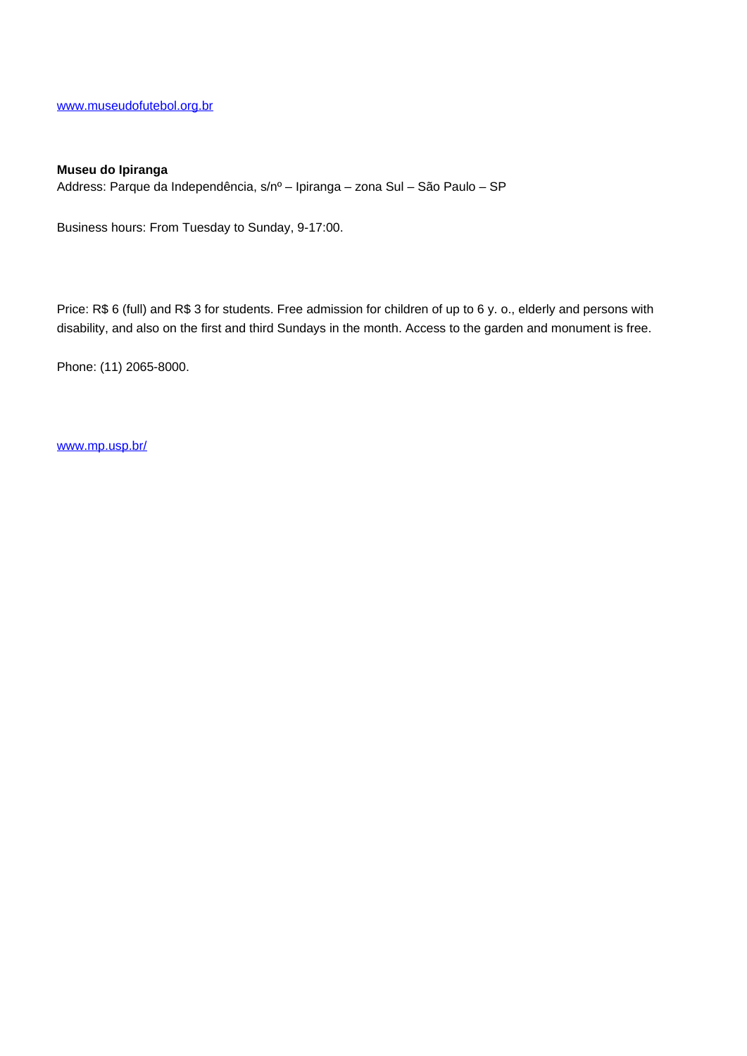www.museudofutebol.org.br

**Museu do Ipiranga**
Address: Parque da Independência, s/nº – Ipiranga – zona Sul – São Paulo – SP

Business hours: From Tuesday to Sunday, 9-17:00.

Price: R$ 6 (full) and R$ 3 for students. Free admission for children of up to 6 y. o., elderly and persons with disability, and also on the first and third Sundays in the month. Access to the garden and monument is free.

Phone: (11) 2065-8000.

www.mp.usp.br/